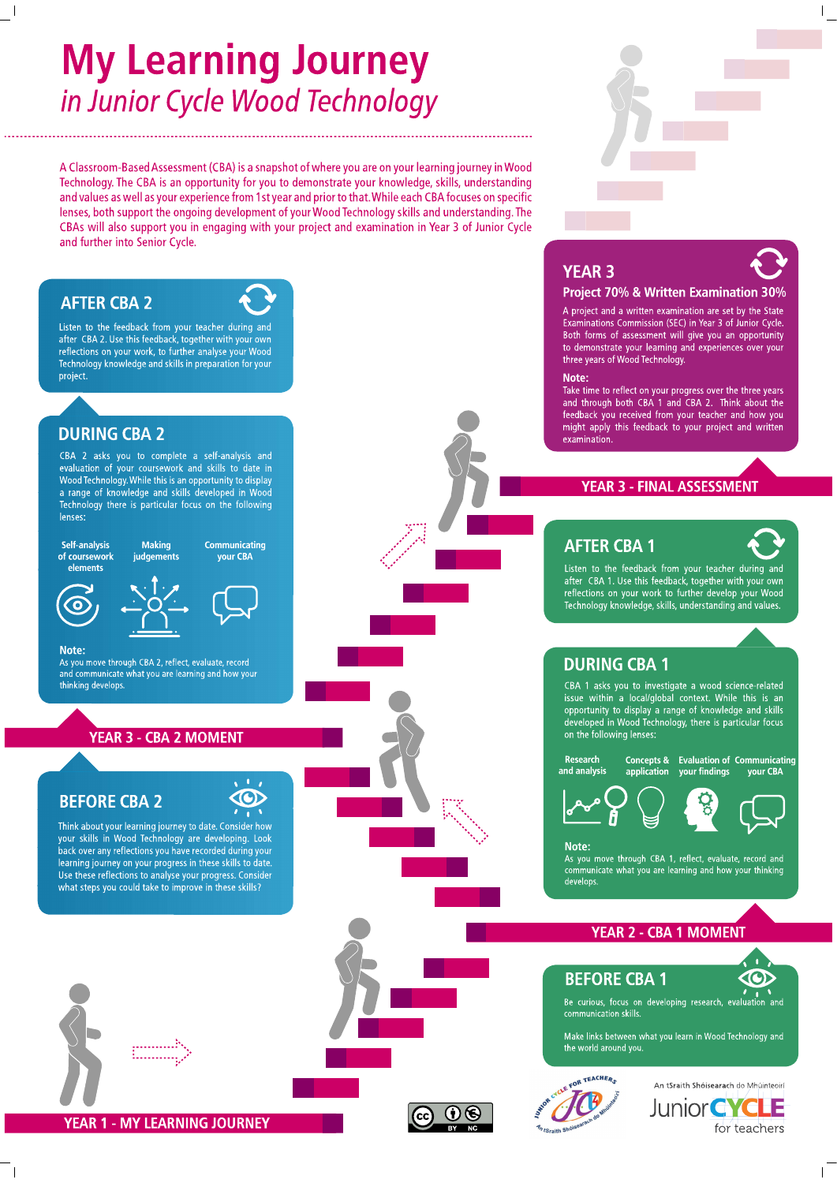# My Learning Journey

## *in Junior Cycle Wood Technology*

A Classroom-Based Assessment (CBA) is a snapshot of where you are on your learning journey in Wood Technology. The CBA is an opportunity for you to demonstrate your knowledge, skills, understanding and values as well as your experience from 1st year and prior to that. While each CBA focuses on specific lenses, both support the ongoing development of your Wood Technology skills and understanding. The CBAs will also support you in engaging with your project and examination in Year 3 of Junior Cycle and further into Senior Cycle.

## YEAR 1 - MY LEARNING JOURNEY

### BEFORE CBA 1

Be curious, focus on developing research, evaluation and communication skills.

Make links between what you learn in Wood Technology and the world around you.

## YEAR 2 - CBA 1 MOMENT

### DURING CBA 1

CBA 1 asks you to investigate a wood science-related issue within a local/global context. While this is an opportunity to display a range of knowledge and skills developed in Wood Technology, there is particular focus on the following lenses:

- Research and analysis
- Concepts & application
- Evaluation of your findings
- Communicating your CBA

**Note:**
As you move through CBA 1, reflect, evaluate, record and communicate what you are learning and how your thinking develops.

### AFTER CBA 1

Listen to the feedback from your teacher during and after CBA 1. Use this feedback, together with your own reflections on your work, to further develop your Wood Technology knowledge, skills, understanding and values.

### BEFORE CBA 2

Think about your learning journey to date. Consider how your skills in Wood Technology are developing. Look back over any reflections you have recorded during your learning journey on your progress in these skills to date. Use these reflections to analyse your progress. Consider what steps you could take to improve in these skills?

## YEAR 3 - CBA 2 MOMENT

### DURING CBA 2

CBA 2 asks you to complete a self-analysis and evaluation of your coursework and skills to date in Wood Technology. While this is an opportunity to display a range of knowledge and skills developed in Wood Technology there is particular focus on the following lenses:

- Self-analysis of coursework elements
- Making judgements
- Communicating your CBA

**Note:**
As you move through CBA 2, reflect, evaluate, record and communicate what you are learning and how your thinking develops.

### AFTER CBA 2

Listen to the feedback from your teacher during and after CBA 2. Use this feedback, together with your own reflections on your work, to further analyse your Wood Technology knowledge and skills in preparation for your project.

## YEAR 3 - FINAL ASSESSMENT

### YEAR 3

**Project 70% & Written Examination 30%**

A project and a written examination are set by the State Examinations Commission (SEC) in Year 3 of Junior Cycle. Both forms of assessment will give you an opportunity to demonstrate your learning and experiences over your three years of Wood Technology.

**Note:**
Take time to reflect on your progress over the three years and through both CBA 1 and CBA 2. Think about the feedback you received from your teacher and how you might apply this feedback to your project and written examination.

Junior Cycle for Teachers — An tSraith Shóisearach do Mhúinteoirí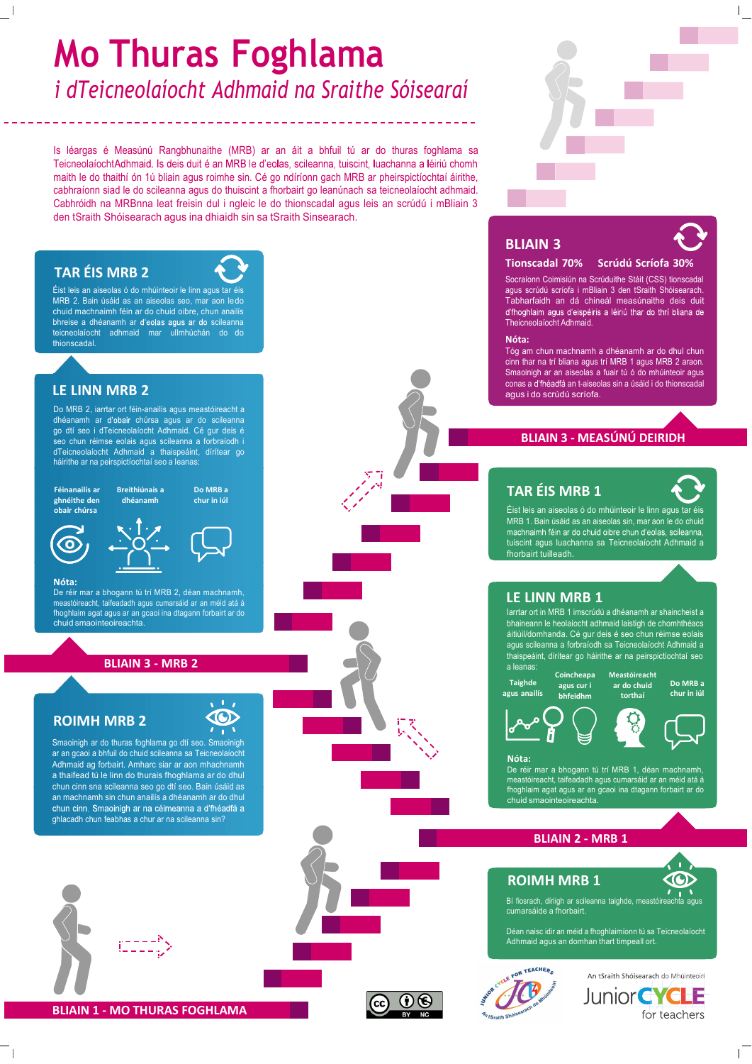# Mo Thuras Foghlama

*i dTeicneolaíocht Adhmaid na Sraithe Sóisearaí*

Is léargas é Measúnú Rangbhunaithe (MRB) ar an áit a bhfuil tú ar do thuras foghlama sa TeicneolaíochtAdhmaid. Is deis duit é an MRB le d'eolas, scileanna, tuiscint, luachanna a léiriú chomh maith le do thaithí ón 1ú bliain agus roimhe sin. Cé go ndíríonn gach MRB ar pheirspictíochtaí áirithe, cabhraíonn siad le do scileanna agus do thuiscint a fhorbairt go leanúnach sa teicneolaíocht adhmaid. Cabhróidh na MRBnna leat freisin dul i ngleic le do thionscadal agus leis an scrúdú i mBliain 3 den tSraith Shóisearach agus ina dhiaidh sin sa tSraith Shinsearach.

## BLIAIN 1 - MO THURAS FOGHLAMA

### ROIMH MRB 1

Bí fiosrach, diriigh ar scileanna taighde, meastóireachta agus cumarsáide a fhorbairt.

Déan naisc idir an méid a fhoghlaimíonn tú sa Teicneolaíocht Adhmaid agus an domhan thart timpeall ort.

## BLIAIN 2 - MRB 1

### LE LINN MRB 1

Iarrtar ort in MRB 1 imscrúdú a dhéanamh ar shaincheist a bhaineann le heolaíocht adhmaid laistigh de chomhthéacs áitiúil/domhanda. Cé gur deis é seo chun réimse eolais agus scileanna a forbraíodh sa Teicneolaíocht Adhmaid a thaispeáint, dírítear go háirithe ar na peirspictíochtaí seo a leanas:

- Taighde agus anailís
- Coincheapa agus cur i bhfeidhm
- Meastóireacht ar do chuid torthaí
- Do MRB a chur in iúl

**Nóta:**
De réir mar a bhogann tú trí MRB 1, déan machnamh, meastóireacht, taifeadadh agus cumarsáid ar an méid atá á fhoghlaim agat agus ar an gcaoi ina dtagann forbairt ar do chuid smaointeoireachta.

### TAR ÉIS MRB 1

Éist leis an aiseolas ó do mhúinteoir le linn agus tar éis MRB 1. Bain úsáid as an aiseolas sin, mar aon le do chuid machnaimh féin ar do chuid oibre chun d'eolas, scileanna, tuiscint agus luachanna sa Teicneolaíocht Adhmaid a fhorbairt tuilleadh.

### ROIMH MRB 2

Smaoinigh ar do thuras foghlama go dtí seo. Smaoinigh ar an gcaoi a bhfuil do chuid scileanna sa Teicneolaíocht Adhmaid ag forbairt. Amharc siar ar aon mhachnamh a thaifead tú le linn do thurais fhoghlama ar do dhul chun cinn sna scileanna seo go dtí seo. Bain úsáid as an machnamh sin chun anailís a dhéanamh ar do dhul chun cinn. Smaoinigh ar na céimeanna a d'fhéadfá a ghlacadh chun feabhas a chur ar na scileanna sin?

## BLIAIN 3 - MRB 2

### LE LINN MRB 2

Do MRB 2, iarrtar ort féin-anailís agus meastóireacht a dhéanamh ar d'obair chúrsa agus ar do scileanna go dtí seo i dTeicneolaíocht Adhmaid. Cé gur deis é seo chun réimse eolais agus scileanna a forbraíodh i dTeicneolaíocht Adhmaid a thaispeáint, dírítear go háirithe ar na peirspictíochtaí seo a leanas:

- Féinanailís ar ghnéithe den obair chúrsa
- Breithiúnais a dhéanamh
- Do MRB a chur in iúl

**Nóta:**
De réir mar a bhogann tú trí MRB 2, déan machnamh, meastóireacht, taifeadadh agus cumarsáid ar an méid atá á fhoghlaim agat agus ar an gcaoi ina dtagann forbairt ar do chuid smaointeoireachta.

### TAR ÉIS MRB 2

Éist leis an aiseolas ó do mhúinteoir le linn agus tar éis MRB 2. Bain úsáid as an aiseolas seo, mar aon le do chuid machnaimh féin ar do chuid oibre, chun anailís bhreise a dhéanamh ar d'eolas agus ar do scileanna teicneolaíocht adhmaid mar ullmhúchán do do thionscadal.

## BLIAIN 3 - MEASÚNÚ DEIRIDH

### BLIAIN 3

**Tionscadal 70%** **Scrúdú Scríofa 30%**

Socraíonn Coimisiún na Scrúduithe Stáit (CSS) tionscadal agus scrúdú scríofa i mBliain 3 den tSraith Shóisearach. Tabharfaidh an dá chineál measúnaithe deis duit d'fhoghlaim agus d'eispéiris a léiriú thar do thrí bliana de Theicneolaíocht Adhmaid.

**Nóta:**
Tóg am chun machnamh a dhéanamh ar do dhul chun cinn thar na trí bliana agus trí MRB 1 agus MRB 2 araon. Smaoinigh ar an aiseolas a fuair tú ó do mhúinteoir agus conas a d'fhéadfá an t-aiseolas sin a úsáid i do thionscadal agus i do scrúdú scríofa.

An tSraith Shóisearach do Mhúinteoirí

Junior Cycle for teachers